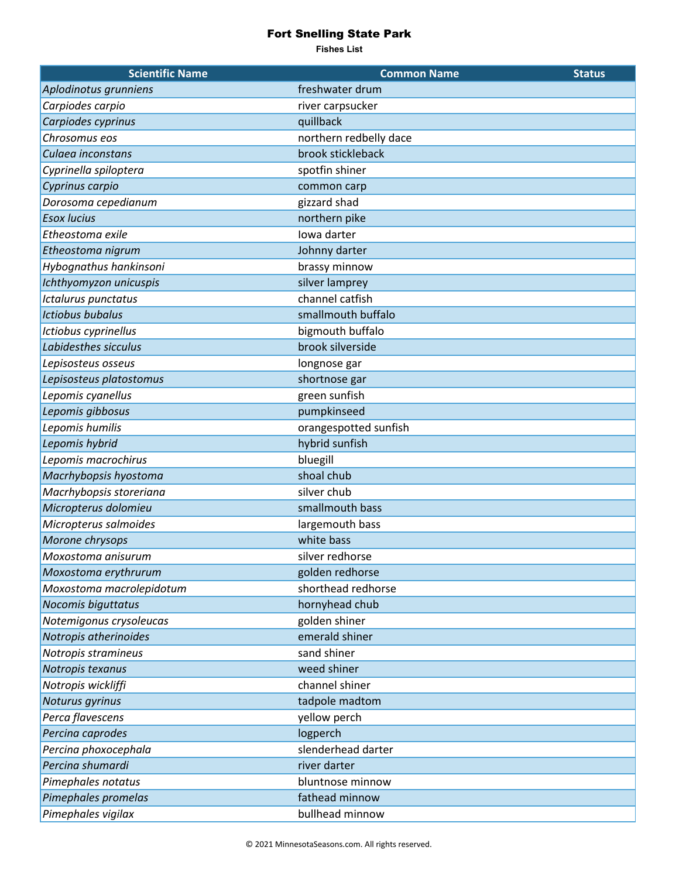# Fort Snelling State Park

**Fishes List**

| Scientific Name | Common Name | Status |
|---|---|---|
| *Aplodinotus grunniens* | freshwater drum | |
| *Carpiodes carpio* | river carpsucker | |
| *Carpiodes cyprinus* | quillback | |
| *Chrosomus eos* | northern redbelly dace | |
| *Culaea inconstans* | brook stickleback | |
| *Cyprinella spiloptera* | spotfin shiner | |
| *Cyprinus carpio* | common carp | |
| *Dorosoma cepedianum* | gizzard shad | |
| *Esox lucius* | northern pike | |
| *Etheostoma exile* | Iowa darter | |
| *Etheostoma nigrum* | Johnny darter | |
| *Hybognathus hankinsoni* | brassy minnow | |
| *Ichthyomyzon unicuspis* | silver lamprey | |
| *Ictalurus punctatus* | channel catfish | |
| *Ictiobus bubalus* | smallmouth buffalo | |
| *Ictiobus cyprinellus* | bigmouth buffalo | |
| *Labidesthes sicculus* | brook silverside | |
| *Lepisosteus osseus* | longnose gar | |
| *Lepisosteus platostomus* | shortnose gar | |
| *Lepomis cyanellus* | green sunfish | |
| *Lepomis gibbosus* | pumpkinseed | |
| *Lepomis humilis* | orangespotted sunfish | |
| *Lepomis hybrid* | hybrid sunfish | |
| *Lepomis macrochirus* | bluegill | |
| *Macrhybopsis hyostoma* | shoal chub | |
| *Macrhybopsis storeriana* | silver chub | |
| *Micropterus dolomieu* | smallmouth bass | |
| *Micropterus salmoides* | largemouth bass | |
| *Morone chrysops* | white bass | |
| *Moxostoma anisurum* | silver redhorse | |
| *Moxostoma erythrurum* | golden redhorse | |
| *Moxostoma macrolepidotum* | shorthead redhorse | |
| *Nocomis biguttatus* | hornyhead chub | |
| *Notemigonus crysoleucas* | golden shiner | |
| *Notropis atherinoides* | emerald shiner | |
| *Notropis stramineus* | sand shiner | |
| *Notropis texanus* | weed shiner | |
| *Notropis wickliffi* | channel shiner | |
| *Noturus gyrinus* | tadpole madtom | |
| *Perca flavescens* | yellow perch | |
| *Percina caprodes* | logperch | |
| *Percina phoxocephala* | slenderhead darter | |
| *Percina shumardi* | river darter | |
| *Pimephales notatus* | bluntnose minnow | |
| *Pimephales promelas* | fathead minnow | |
| *Pimephales vigilax* | bullhead minnow | |

© 2021 MinnesotaSeasons.com. All rights reserved.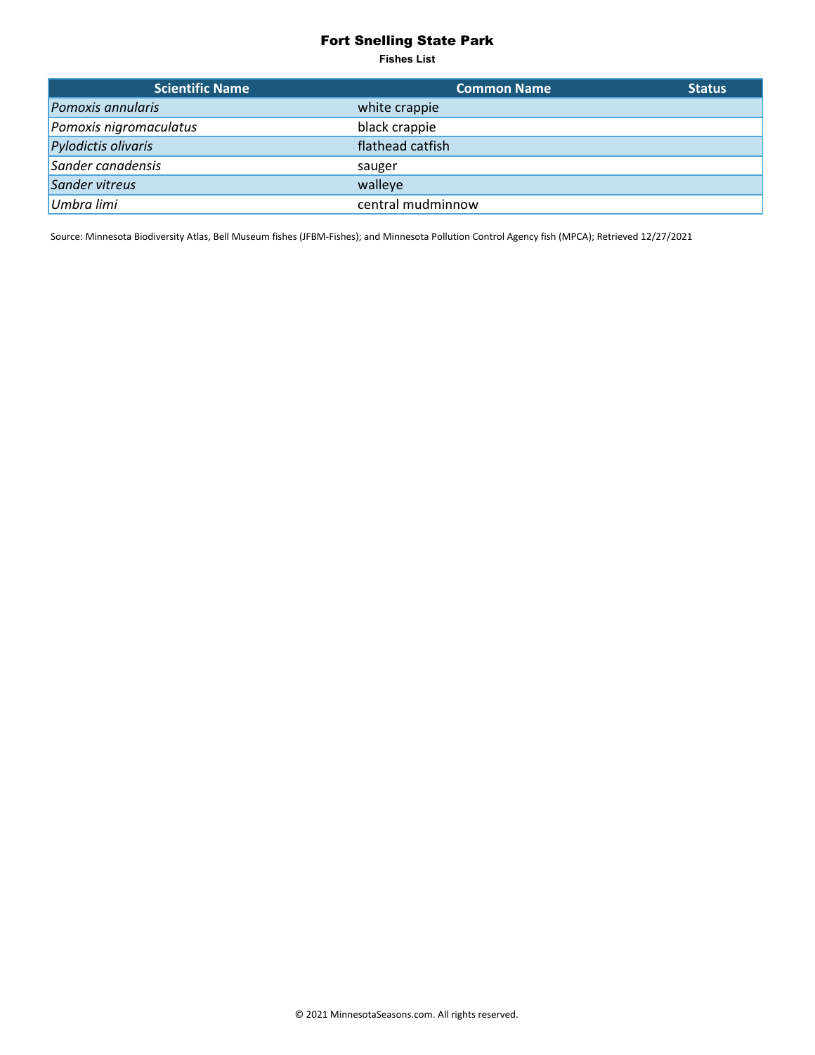# Fort Snelling State Park

**Fishes List**

| Scientific Name | Common Name | Status |
|---|---|---|
| *Pomoxis annularis* | white crappie | |
| *Pomoxis nigromaculatus* | black crappie | |
| *Pylodictis olivaris* | flathead catfish | |
| *Sander canadensis* | sauger | |
| *Sander vitreus* | walleye | |
| *Umbra limi* | central mudminnow | |

Source: Minnesota Biodiversity Atlas, Bell Museum fishes (JFBM-Fishes); and Minnesota Pollution Control Agency fish (MPCA); Retrieved 12/27/2021

© 2021 MinnesotaSeasons.com. All rights reserved.